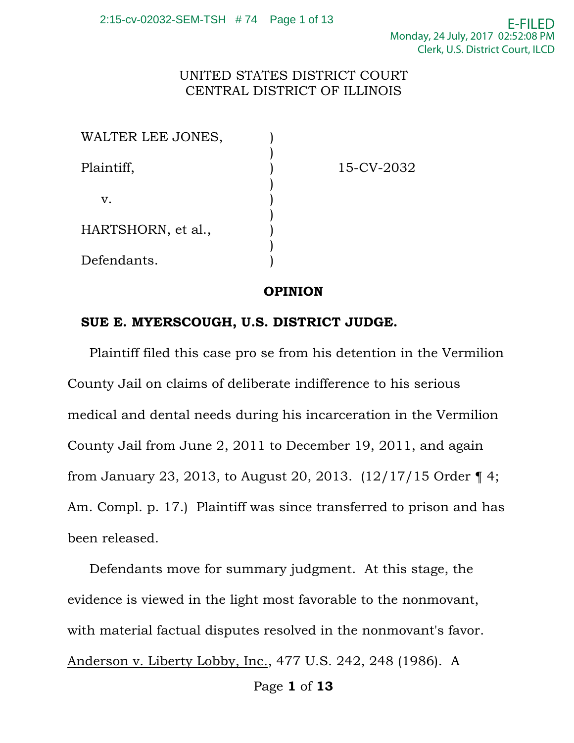UNITED STATES DISTRICT COURT
CENTRAL DISTRICT OF ILLINOIS

| | | |
|---|---|---|
| WALTER LEE JONES, | ) | |
| | ) | |
| Plaintiff, | ) | 15-CV-2032 |
| | ) | |
| v. | ) | |
| | ) | |
| HARTSHORN, et al., | ) | |
| | ) | |
| Defendants. | ) | |

**OPINION**

**SUE E. MYERSCOUGH, U.S. DISTRICT JUDGE.**

Plaintiff filed this case pro se from his detention in the Vermilion County Jail on claims of deliberate indifference to his serious medical and dental needs during his incarceration in the Vermilion County Jail from June 2, 2011 to December 19, 2011, and again from January 23, 2013, to August 20, 2013. (12/17/15 Order ¶ 4; Am. Compl. p. 17.) Plaintiff was since transferred to prison and has been released.

Defendants move for summary judgment. At this stage, the evidence is viewed in the light most favorable to the nonmovant, with material factual disputes resolved in the nonmovant's favor. Anderson v. Liberty Lobby, Inc., 477 U.S. 242, 248 (1986). A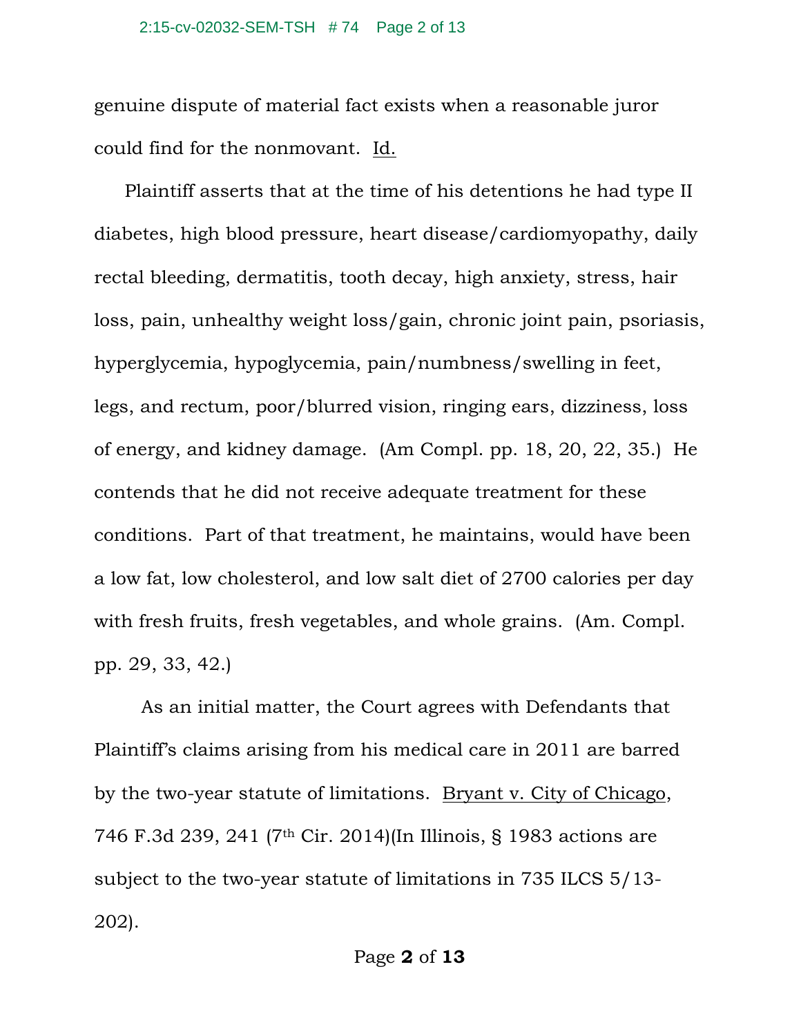genuine dispute of material fact exists when a reasonable juror could find for the nonmovant. Id.

Plaintiff asserts that at the time of his detentions he had type II diabetes, high blood pressure, heart disease/cardiomyopathy, daily rectal bleeding, dermatitis, tooth decay, high anxiety, stress, hair loss, pain, unhealthy weight loss/gain, chronic joint pain, psoriasis, hyperglycemia, hypoglycemia, pain/numbness/swelling in feet, legs, and rectum, poor/blurred vision, ringing ears, dizziness, loss of energy, and kidney damage. (Am Compl. pp. 18, 20, 22, 35.) He contends that he did not receive adequate treatment for these conditions. Part of that treatment, he maintains, would have been a low fat, low cholesterol, and low salt diet of 2700 calories per day with fresh fruits, fresh vegetables, and whole grains. (Am. Compl. pp. 29, 33, 42.)

As an initial matter, the Court agrees with Defendants that Plaintiff's claims arising from his medical care in 2011 are barred by the two-year statute of limitations. Bryant v. City of Chicago, 746 F.3d 239, 241 (7th Cir. 2014)(In Illinois, § 1983 actions are subject to the two-year statute of limitations in 735 ILCS 5/13-202).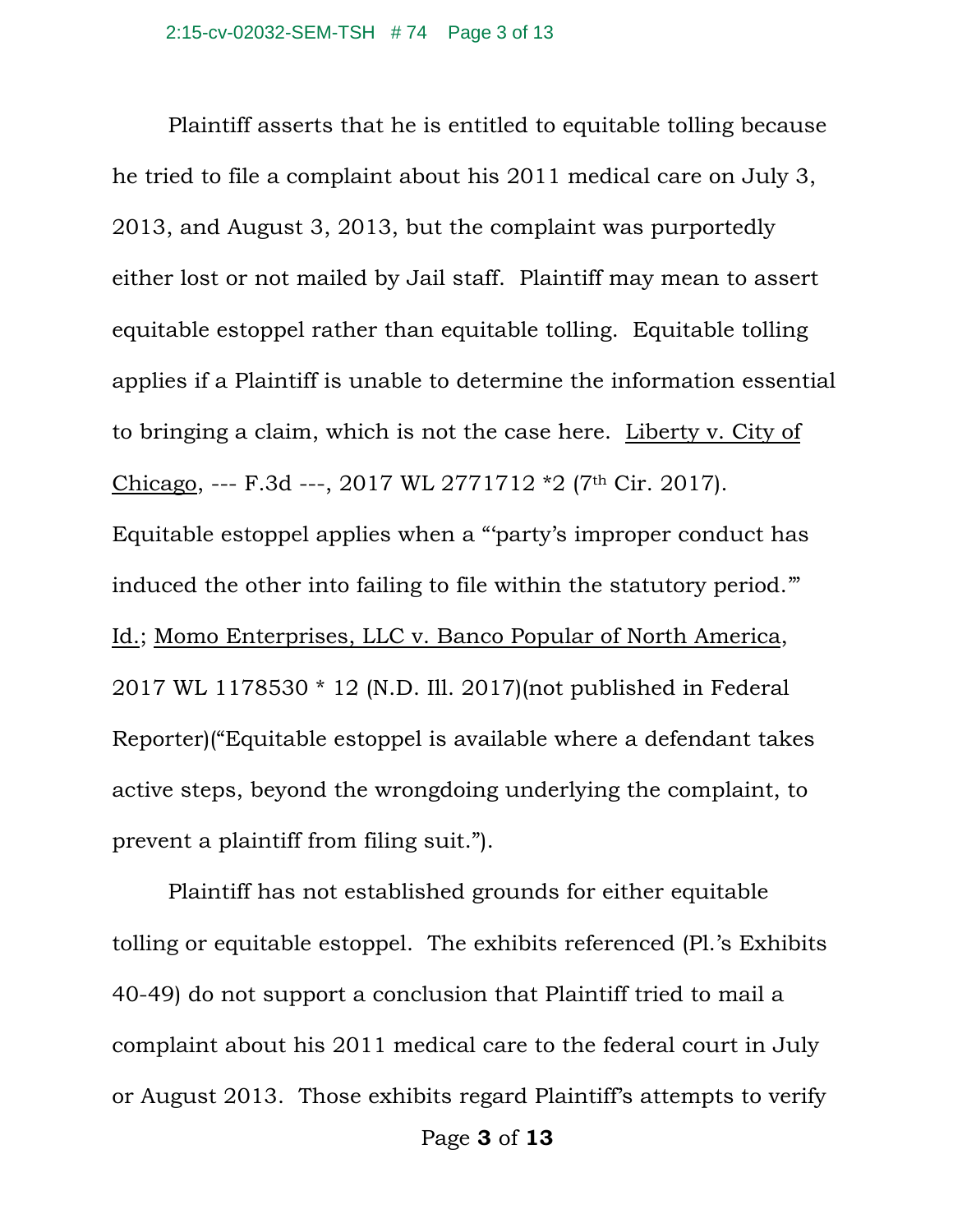Plaintiff asserts that he is entitled to equitable tolling because he tried to file a complaint about his 2011 medical care on July 3, 2013, and August 3, 2013, but the complaint was purportedly either lost or not mailed by Jail staff. Plaintiff may mean to assert equitable estoppel rather than equitable tolling. Equitable tolling applies if a Plaintiff is unable to determine the information essential to bringing a claim, which is not the case here. Liberty v. City of Chicago, --- F.3d ---, 2017 WL 2771712 *2 (7th Cir. 2017). Equitable estoppel applies when a "'party's improper conduct has induced the other into failing to file within the statutory period.'" Id.; Momo Enterprises, LLC v. Banco Popular of North America, 2017 WL 1178530 * 12 (N.D. Ill. 2017)(not published in Federal Reporter)("Equitable estoppel is available where a defendant takes active steps, beyond the wrongdoing underlying the complaint, to prevent a plaintiff from filing suit.").

Plaintiff has not established grounds for either equitable tolling or equitable estoppel. The exhibits referenced (Pl.'s Exhibits 40-49) do not support a conclusion that Plaintiff tried to mail a complaint about his 2011 medical care to the federal court in July or August 2013. Those exhibits regard Plaintiff's attempts to verify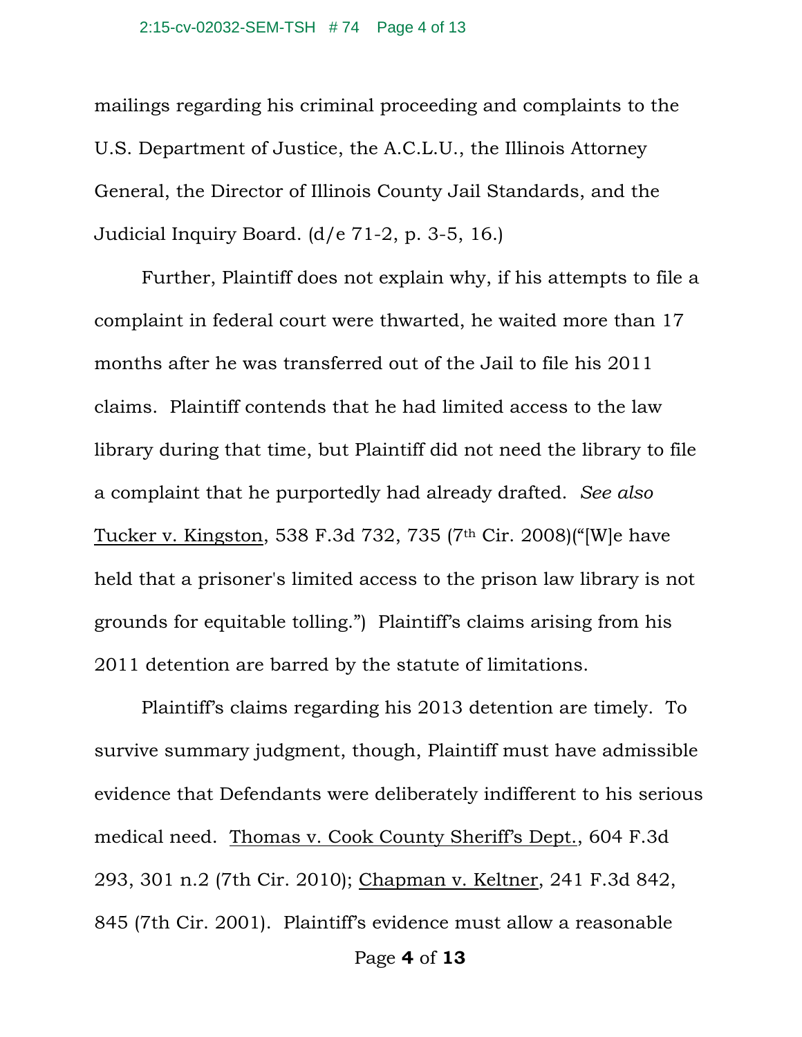mailings regarding his criminal proceeding and complaints to the U.S. Department of Justice, the A.C.L.U., the Illinois Attorney General, the Director of Illinois County Jail Standards, and the Judicial Inquiry Board. (d/e 71-2, p. 3-5, 16.)

Further, Plaintiff does not explain why, if his attempts to file a complaint in federal court were thwarted, he waited more than 17 months after he was transferred out of the Jail to file his 2011 claims. Plaintiff contends that he had limited access to the law library during that time, but Plaintiff did not need the library to file a complaint that he purportedly had already drafted. *See also* Tucker v. Kingston, 538 F.3d 732, 735 (7th Cir. 2008)("[W]e have held that a prisoner's limited access to the prison law library is not grounds for equitable tolling.") Plaintiff's claims arising from his 2011 detention are barred by the statute of limitations.

Plaintiff's claims regarding his 2013 detention are timely. To survive summary judgment, though, Plaintiff must have admissible evidence that Defendants were deliberately indifferent to his serious medical need. Thomas v. Cook County Sheriff's Dept., 604 F.3d 293, 301 n.2 (7th Cir. 2010); Chapman v. Keltner, 241 F.3d 842, 845 (7th Cir. 2001). Plaintiff's evidence must allow a reasonable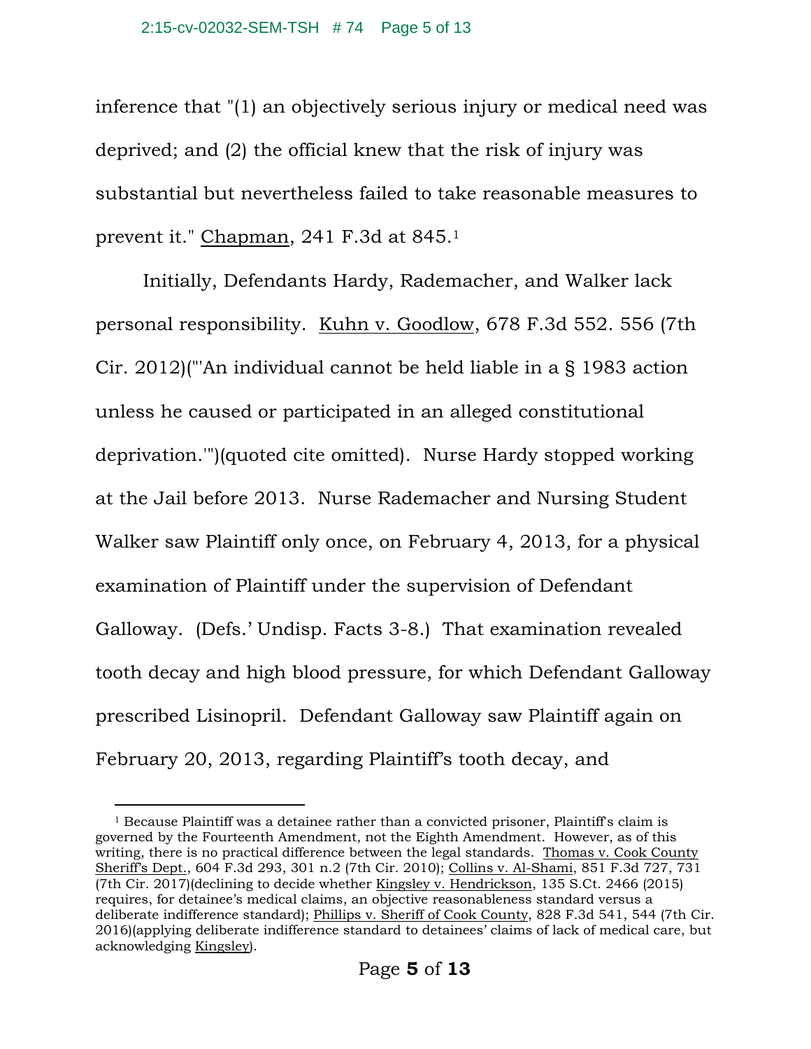inference that "(1) an objectively serious injury or medical need was deprived; and (2) the official knew that the risk of injury was substantial but nevertheless failed to take reasonable measures to prevent it." Chapman, 241 F.3d at 845.[1]

Initially, Defendants Hardy, Rademacher, and Walker lack personal responsibility. Kuhn v. Goodlow, 678 F.3d 552. 556 (7th Cir. 2012)("'An individual cannot be held liable in a § 1983 action unless he caused or participated in an alleged constitutional deprivation.'")(quoted cite omitted). Nurse Hardy stopped working at the Jail before 2013. Nurse Rademacher and Nursing Student Walker saw Plaintiff only once, on February 4, 2013, for a physical examination of Plaintiff under the supervision of Defendant Galloway. (Defs.' Undisp. Facts 3-8.) That examination revealed tooth decay and high blood pressure, for which Defendant Galloway prescribed Lisinopril. Defendant Galloway saw Plaintiff again on February 20, 2013, regarding Plaintiff's tooth decay, and

---

[1] Because Plaintiff was a detainee rather than a convicted prisoner, Plaintiff's claim is governed by the Fourteenth Amendment, not the Eighth Amendment. However, as of this writing, there is no practical difference between the legal standards. Thomas v. Cook County Sheriff's Dept., 604 F.3d 293, 301 n.2 (7th Cir. 2010); Collins v. Al-Shami, 851 F.3d 727, 731 (7th Cir. 2017)(declining to decide whether Kingsley v. Hendrickson, 135 S.Ct. 2466 (2015) requires, for detainee's medical claims, an objective reasonableness standard versus a deliberate indifference standard); Phillips v. Sheriff of Cook County, 828 F.3d 541, 544 (7th Cir. 2016)(applying deliberate indifference standard to detainees' claims of lack of medical care, but acknowledging Kingsley).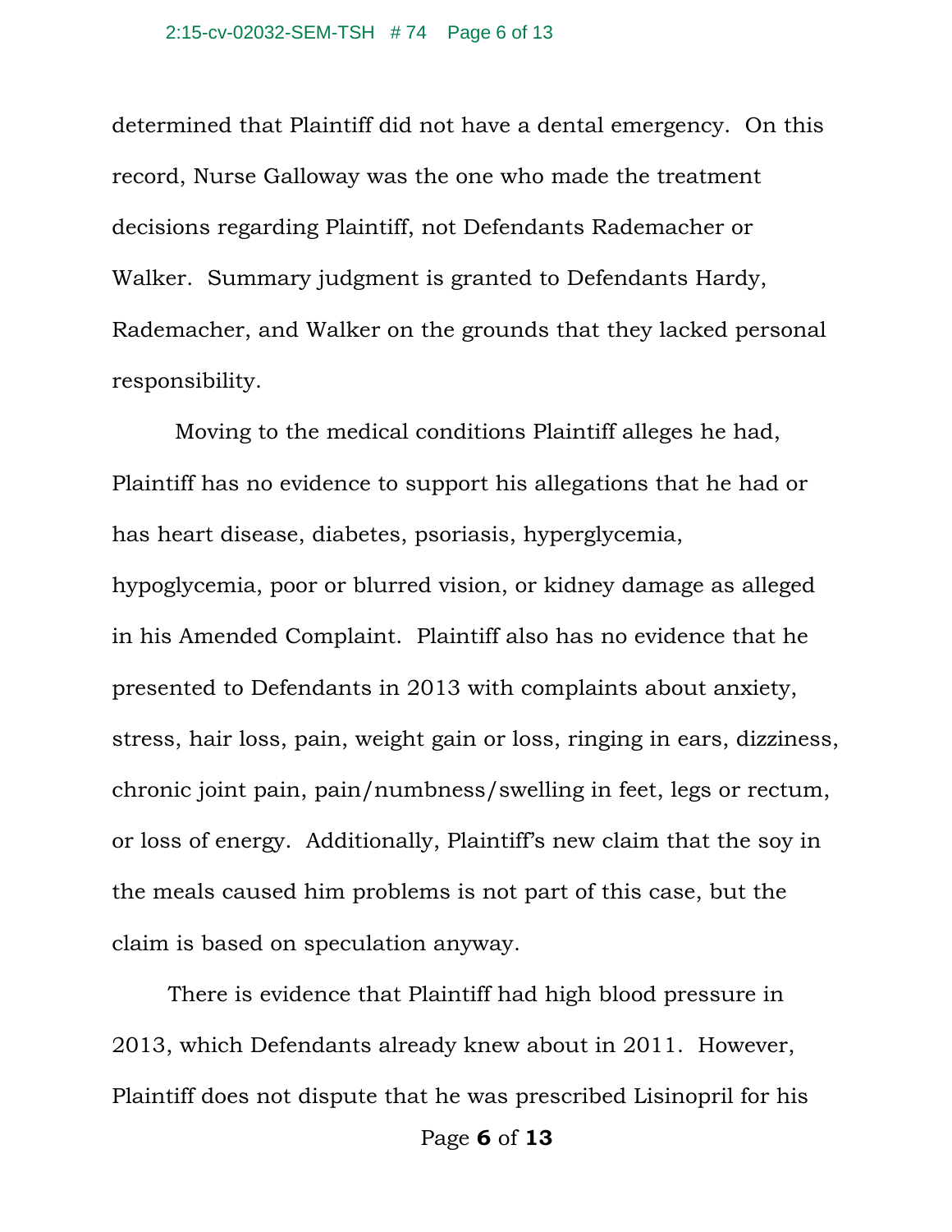determined that Plaintiff did not have a dental emergency. On this record, Nurse Galloway was the one who made the treatment decisions regarding Plaintiff, not Defendants Rademacher or Walker. Summary judgment is granted to Defendants Hardy, Rademacher, and Walker on the grounds that they lacked personal responsibility.

Moving to the medical conditions Plaintiff alleges he had, Plaintiff has no evidence to support his allegations that he had or has heart disease, diabetes, psoriasis, hyperglycemia, hypoglycemia, poor or blurred vision, or kidney damage as alleged in his Amended Complaint. Plaintiff also has no evidence that he presented to Defendants in 2013 with complaints about anxiety, stress, hair loss, pain, weight gain or loss, ringing in ears, dizziness, chronic joint pain, pain/numbness/swelling in feet, legs or rectum, or loss of energy. Additionally, Plaintiff's new claim that the soy in the meals caused him problems is not part of this case, but the claim is based on speculation anyway.

There is evidence that Plaintiff had high blood pressure in 2013, which Defendants already knew about in 2011. However, Plaintiff does not dispute that he was prescribed Lisinopril for his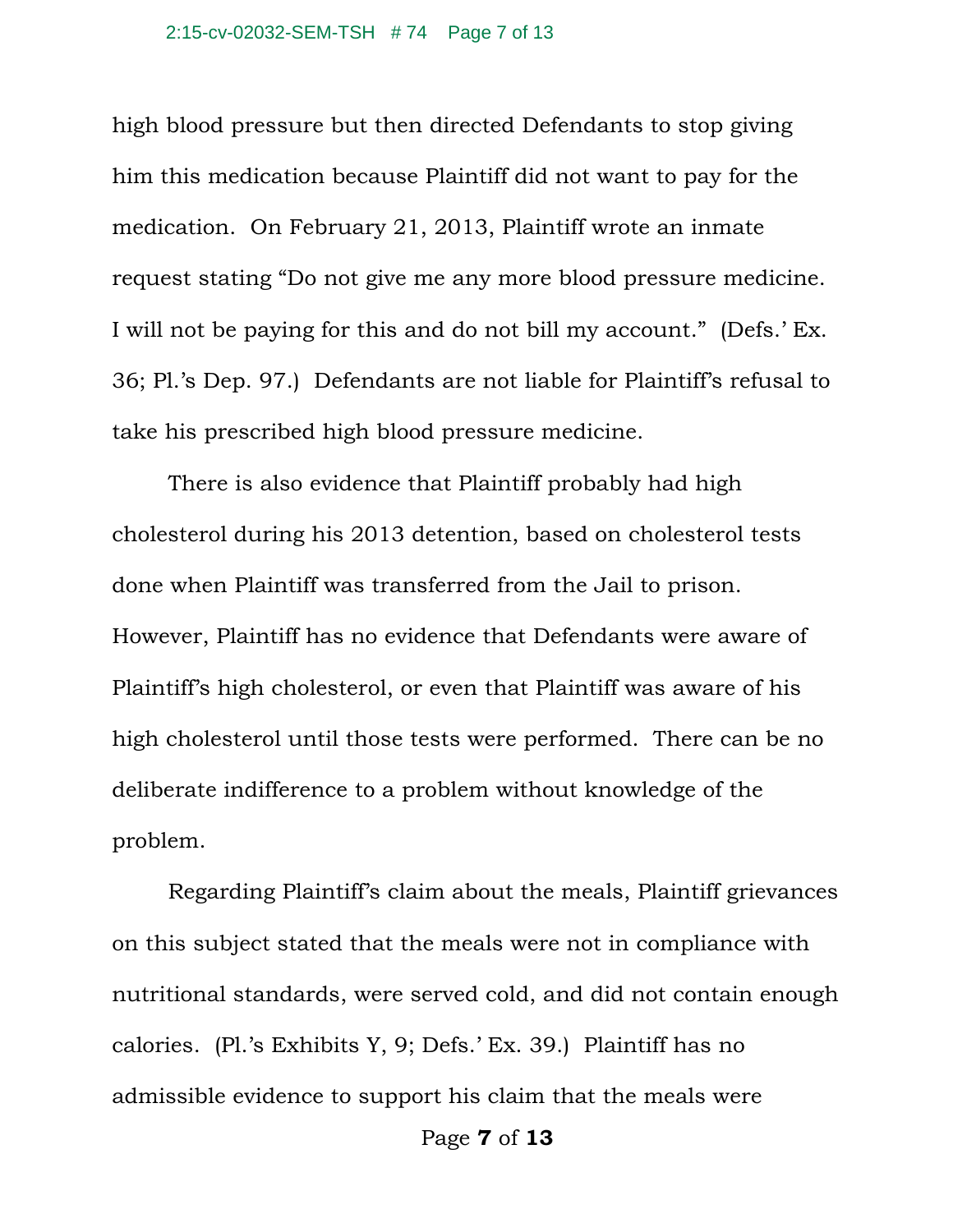high blood pressure but then directed Defendants to stop giving him this medication because Plaintiff did not want to pay for the medication. On February 21, 2013, Plaintiff wrote an inmate request stating "Do not give me any more blood pressure medicine. I will not be paying for this and do not bill my account." (Defs.' Ex. 36; Pl.'s Dep. 97.) Defendants are not liable for Plaintiff's refusal to take his prescribed high blood pressure medicine.

There is also evidence that Plaintiff probably had high cholesterol during his 2013 detention, based on cholesterol tests done when Plaintiff was transferred from the Jail to prison. However, Plaintiff has no evidence that Defendants were aware of Plaintiff's high cholesterol, or even that Plaintiff was aware of his high cholesterol until those tests were performed. There can be no deliberate indifference to a problem without knowledge of the problem.

Regarding Plaintiff's claim about the meals, Plaintiff grievances on this subject stated that the meals were not in compliance with nutritional standards, were served cold, and did not contain enough calories. (Pl.'s Exhibits Y, 9; Defs.' Ex. 39.) Plaintiff has no admissible evidence to support his claim that the meals were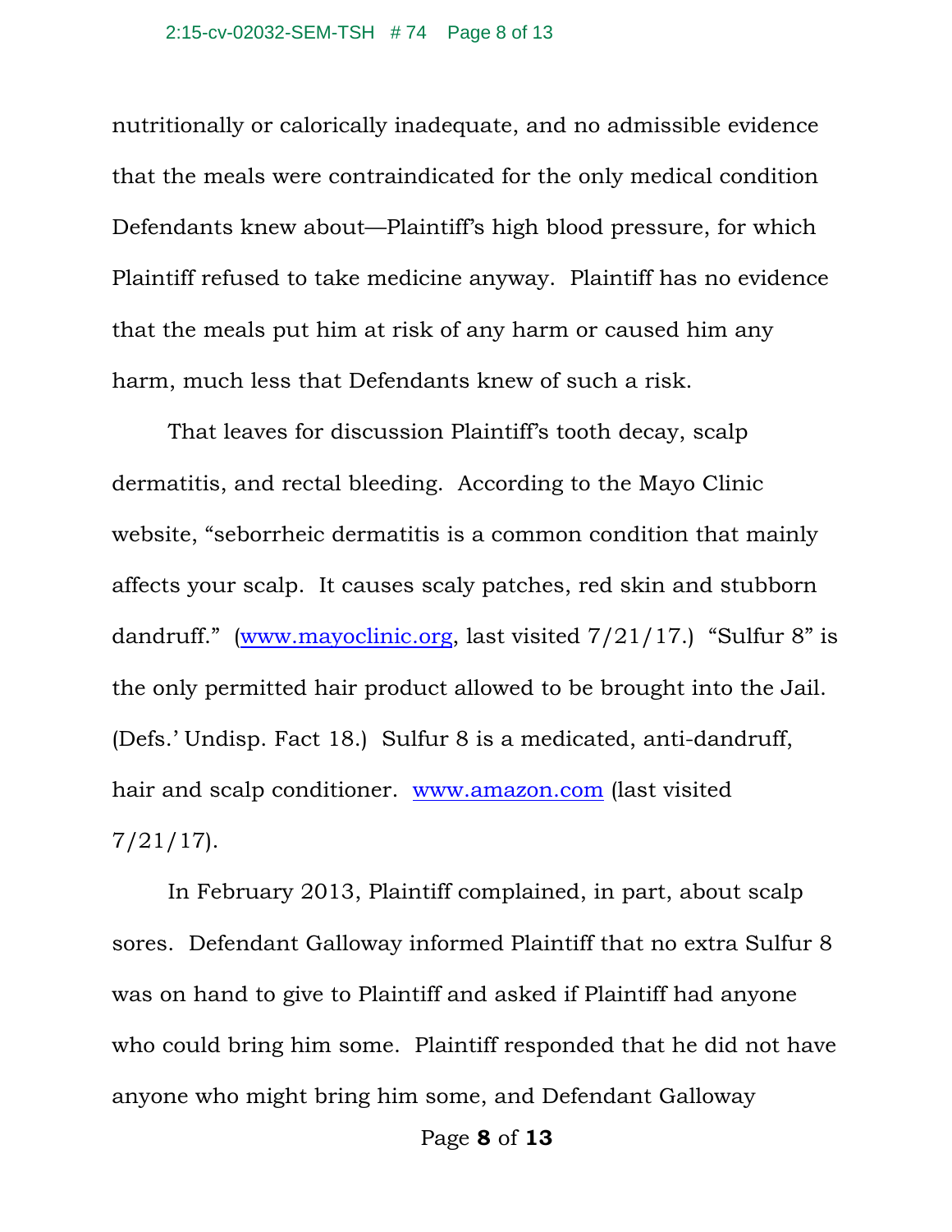nutritionally or calorically inadequate, and no admissible evidence that the meals were contraindicated for the only medical condition Defendants knew about—Plaintiff's high blood pressure, for which Plaintiff refused to take medicine anyway. Plaintiff has no evidence that the meals put him at risk of any harm or caused him any harm, much less that Defendants knew of such a risk.

That leaves for discussion Plaintiff's tooth decay, scalp dermatitis, and rectal bleeding. According to the Mayo Clinic website, "seborrheic dermatitis is a common condition that mainly affects your scalp. It causes scaly patches, red skin and stubborn dandruff." (www.mayoclinic.org, last visited 7/21/17.) "Sulfur 8" is the only permitted hair product allowed to be brought into the Jail. (Defs.' Undisp. Fact 18.) Sulfur 8 is a medicated, anti-dandruff, hair and scalp conditioner. www.amazon.com (last visited 7/21/17).

In February 2013, Plaintiff complained, in part, about scalp sores. Defendant Galloway informed Plaintiff that no extra Sulfur 8 was on hand to give to Plaintiff and asked if Plaintiff had anyone who could bring him some. Plaintiff responded that he did not have anyone who might bring him some, and Defendant Galloway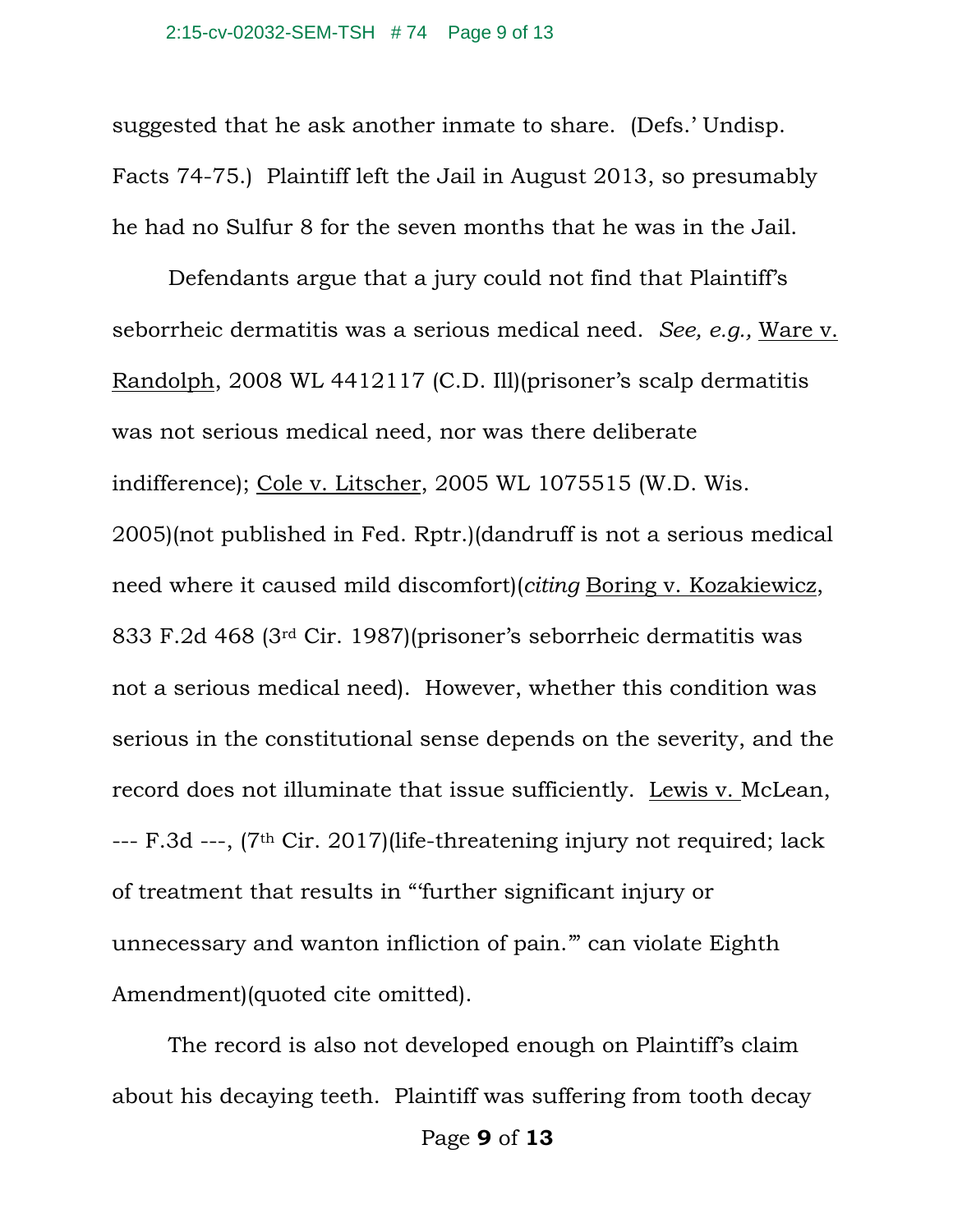suggested that he ask another inmate to share. (Defs.' Undisp. Facts 74-75.) Plaintiff left the Jail in August 2013, so presumably he had no Sulfur 8 for the seven months that he was in the Jail.

Defendants argue that a jury could not find that Plaintiff's seborrheic dermatitis was a serious medical need. *See, e.g.,* Ware v. Randolph, 2008 WL 4412117 (C.D. Ill)(prisoner's scalp dermatitis was not serious medical need, nor was there deliberate indifference); Cole v. Litscher, 2005 WL 1075515 (W.D. Wis. 2005)(not published in Fed. Rptr.)(dandruff is not a serious medical need where it caused mild discomfort)(*citing* Boring v. Kozakiewicz, 833 F.2d 468 (3rd Cir. 1987)(prisoner's seborrheic dermatitis was not a serious medical need). However, whether this condition was serious in the constitutional sense depends on the severity, and the record does not illuminate that issue sufficiently. Lewis v. McLean, --- F.3d ---, (7th Cir. 2017)(life-threatening injury not required; lack of treatment that results in "'further significant injury or unnecessary and wanton infliction of pain.'" can violate Eighth Amendment)(quoted cite omitted).

The record is also not developed enough on Plaintiff's claim about his decaying teeth. Plaintiff was suffering from tooth decay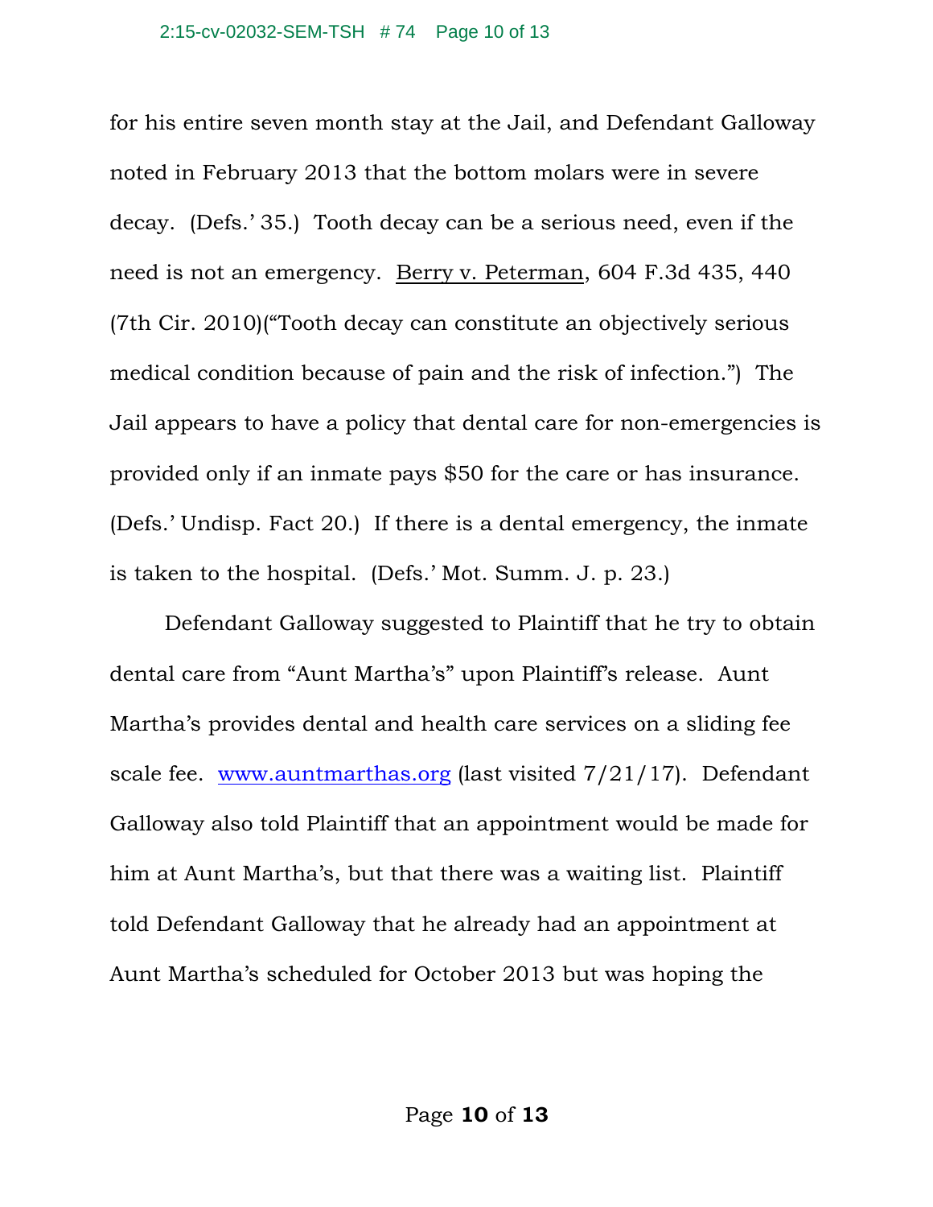for his entire seven month stay at the Jail, and Defendant Galloway noted in February 2013 that the bottom molars were in severe decay. (Defs.' 35.) Tooth decay can be a serious need, even if the need is not an emergency. Berry v. Peterman, 604 F.3d 435, 440 (7th Cir. 2010)("Tooth decay can constitute an objectively serious medical condition because of pain and the risk of infection.") The Jail appears to have a policy that dental care for non-emergencies is provided only if an inmate pays $50 for the care or has insurance. (Defs.' Undisp. Fact 20.) If there is a dental emergency, the inmate is taken to the hospital. (Defs.' Mot. Summ. J. p. 23.)

Defendant Galloway suggested to Plaintiff that he try to obtain dental care from "Aunt Martha's" upon Plaintiff's release. Aunt Martha's provides dental and health care services on a sliding fee scale fee. [www.auntmarthas.org](http://www.auntmarthas.org) (last visited 7/21/17). Defendant Galloway also told Plaintiff that an appointment would be made for him at Aunt Martha's, but that there was a waiting list. Plaintiff told Defendant Galloway that he already had an appointment at Aunt Martha's scheduled for October 2013 but was hoping the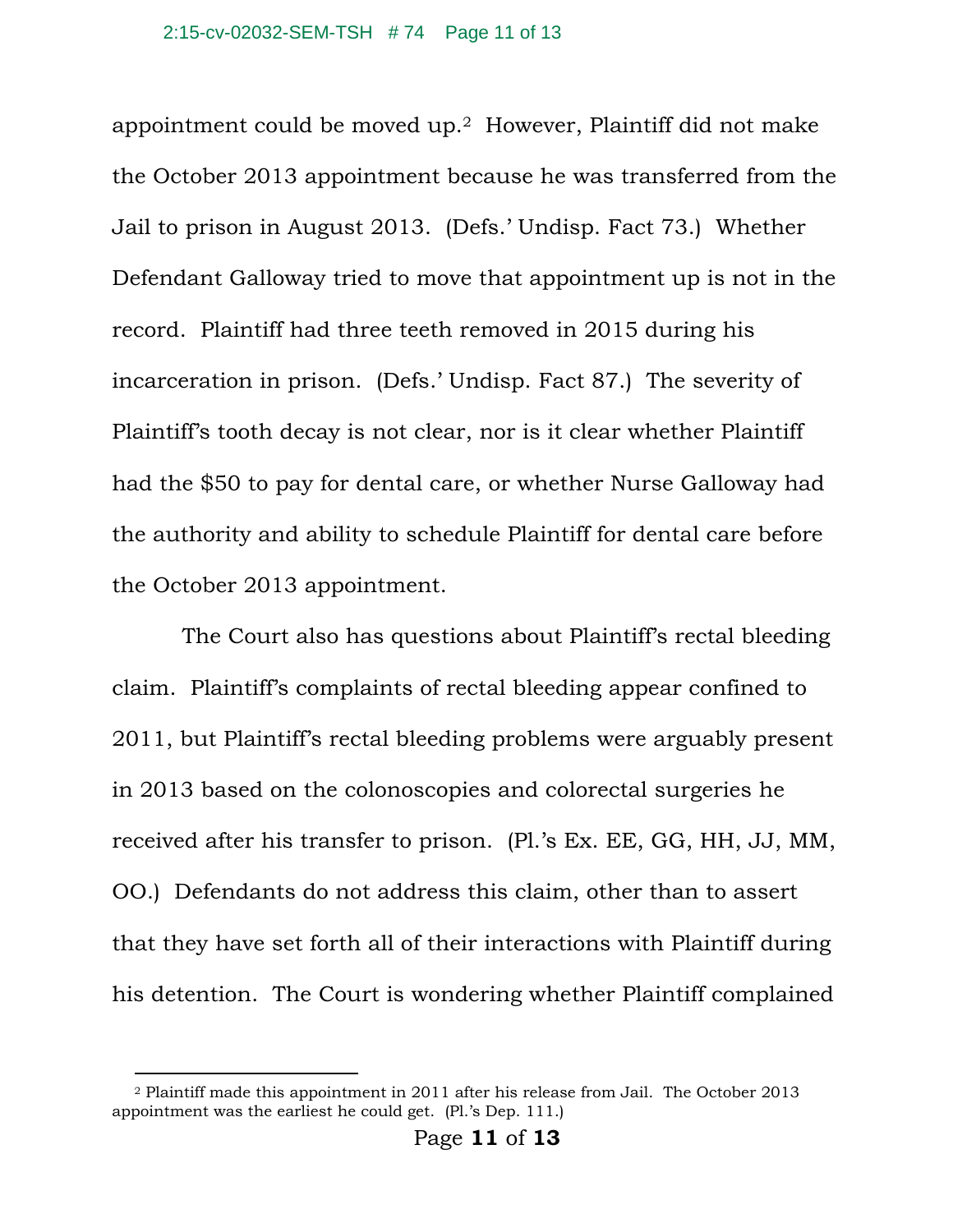appointment could be moved up.[2] However, Plaintiff did not make the October 2013 appointment because he was transferred from the Jail to prison in August 2013. (Defs.' Undisp. Fact 73.) Whether Defendant Galloway tried to move that appointment up is not in the record. Plaintiff had three teeth removed in 2015 during his incarceration in prison. (Defs.' Undisp. Fact 87.) The severity of Plaintiff's tooth decay is not clear, nor is it clear whether Plaintiff had the $50 to pay for dental care, or whether Nurse Galloway had the authority and ability to schedule Plaintiff for dental care before the October 2013 appointment.

The Court also has questions about Plaintiff's rectal bleeding claim. Plaintiff's complaints of rectal bleeding appear confined to 2011, but Plaintiff's rectal bleeding problems were arguably present in 2013 based on the colonoscopies and colorectal surgeries he received after his transfer to prison. (Pl.'s Ex. EE, GG, HH, JJ, MM, OO.) Defendants do not address this claim, other than to assert that they have set forth all of their interactions with Plaintiff during his detention. The Court is wondering whether Plaintiff complained

---

[2] Plaintiff made this appointment in 2011 after his release from Jail. The October 2013 appointment was the earliest he could get. (Pl.'s Dep. 111.)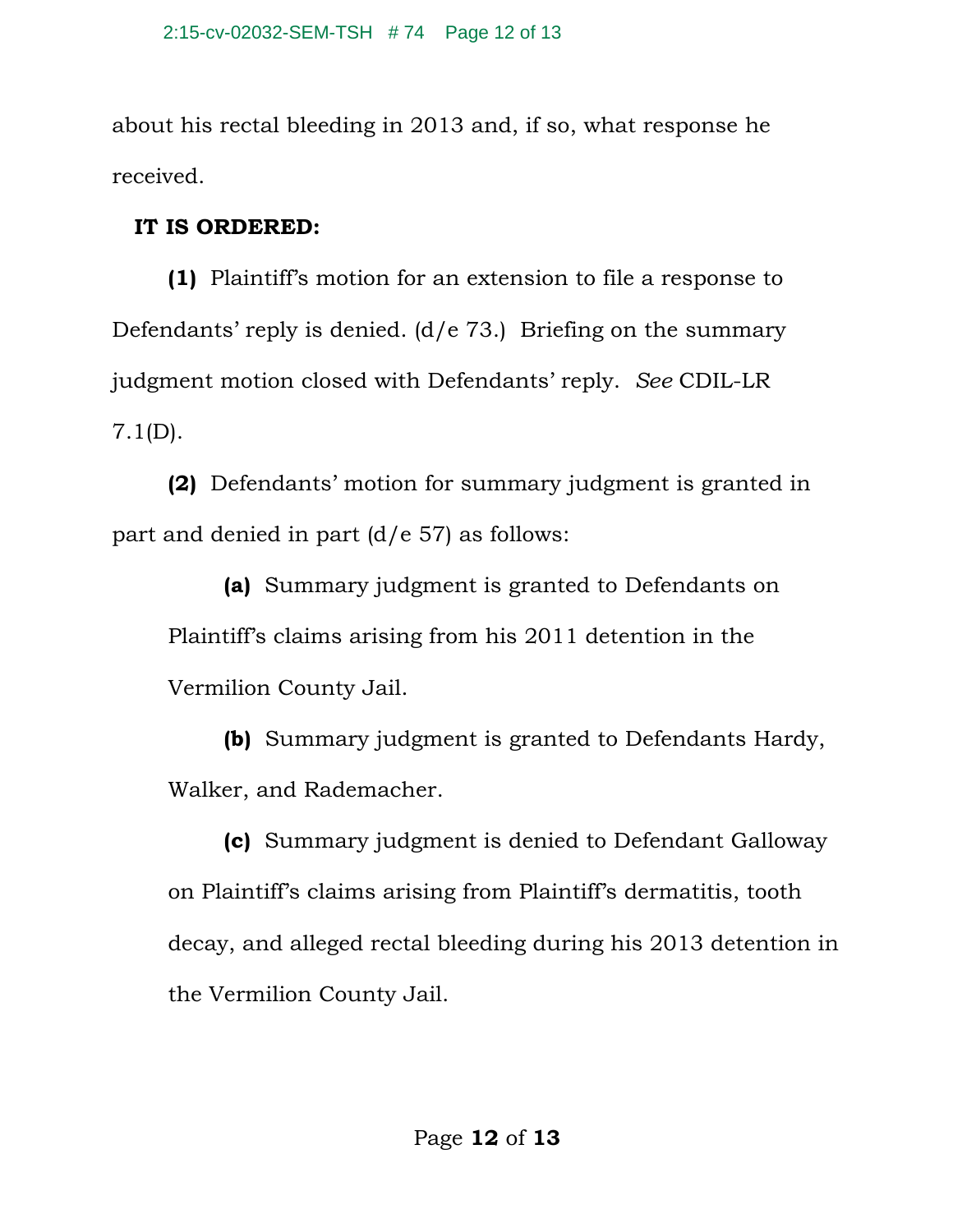about his rectal bleeding in 2013 and, if so, what response he received.

**IT IS ORDERED:**

**(1)** Plaintiff's motion for an extension to file a response to Defendants' reply is denied. (d/e 73.) Briefing on the summary judgment motion closed with Defendants' reply. *See* CDIL-LR 7.1(D).

**(2)** Defendants' motion for summary judgment is granted in part and denied in part (d/e 57) as follows:

> **(a)** Summary judgment is granted to Defendants on Plaintiff's claims arising from his 2011 detention in the Vermilion County Jail.
>
> **(b)** Summary judgment is granted to Defendants Hardy, Walker, and Rademacher.
>
> **(c)** Summary judgment is denied to Defendant Galloway on Plaintiff's claims arising from Plaintiff's dermatitis, tooth decay, and alleged rectal bleeding during his 2013 detention in the Vermilion County Jail.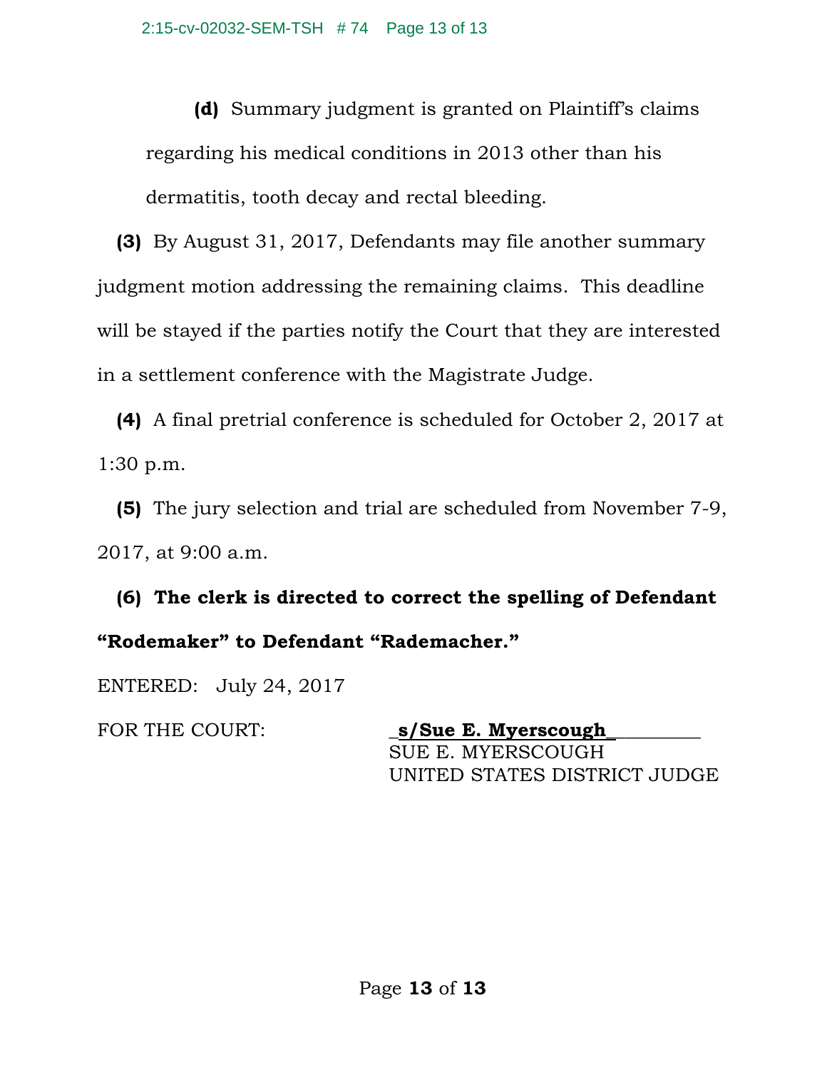**(d)** Summary judgment is granted on Plaintiff's claims regarding his medical conditions in 2013 other than his dermatitis, tooth decay and rectal bleeding.

**(3)** By August 31, 2017, Defendants may file another summary judgment motion addressing the remaining claims. This deadline will be stayed if the parties notify the Court that they are interested in a settlement conference with the Magistrate Judge.

**(4)** A final pretrial conference is scheduled for October 2, 2017 at 1:30 p.m.

**(5)** The jury selection and trial are scheduled from November 7-9, 2017, at 9:00 a.m.

**(6) The clerk is directed to correct the spelling of Defendant "Rodemaker" to Defendant "Rademacher."**

ENTERED: July 24, 2017

FOR THE COURT: **s/Sue E. Myerscough**
SUE E. MYERSCOUGH
UNITED STATES DISTRICT JUDGE